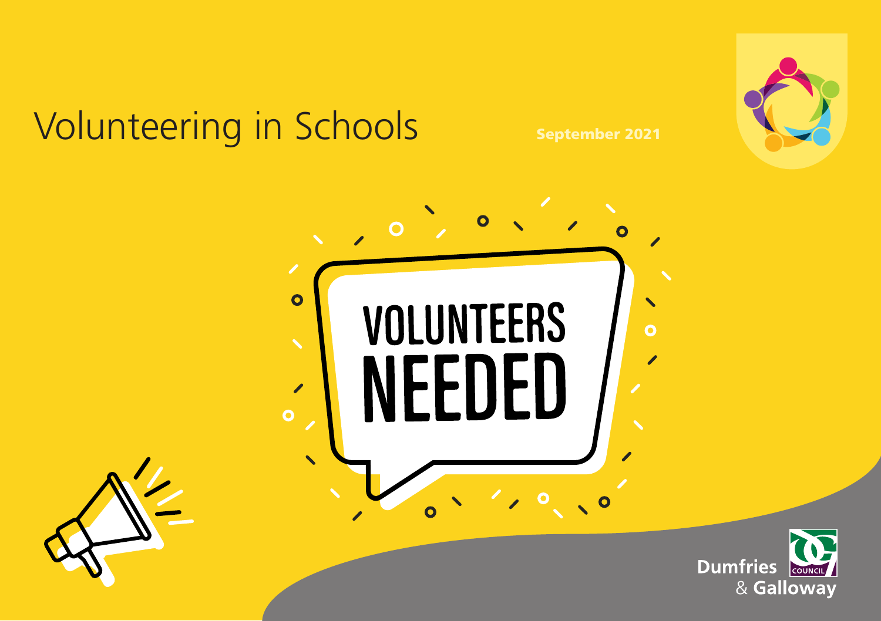# Volunteering in Schools

**September 2021**

VOLUNTEERS NEEDED

Dumfries & Galloway COUNCIL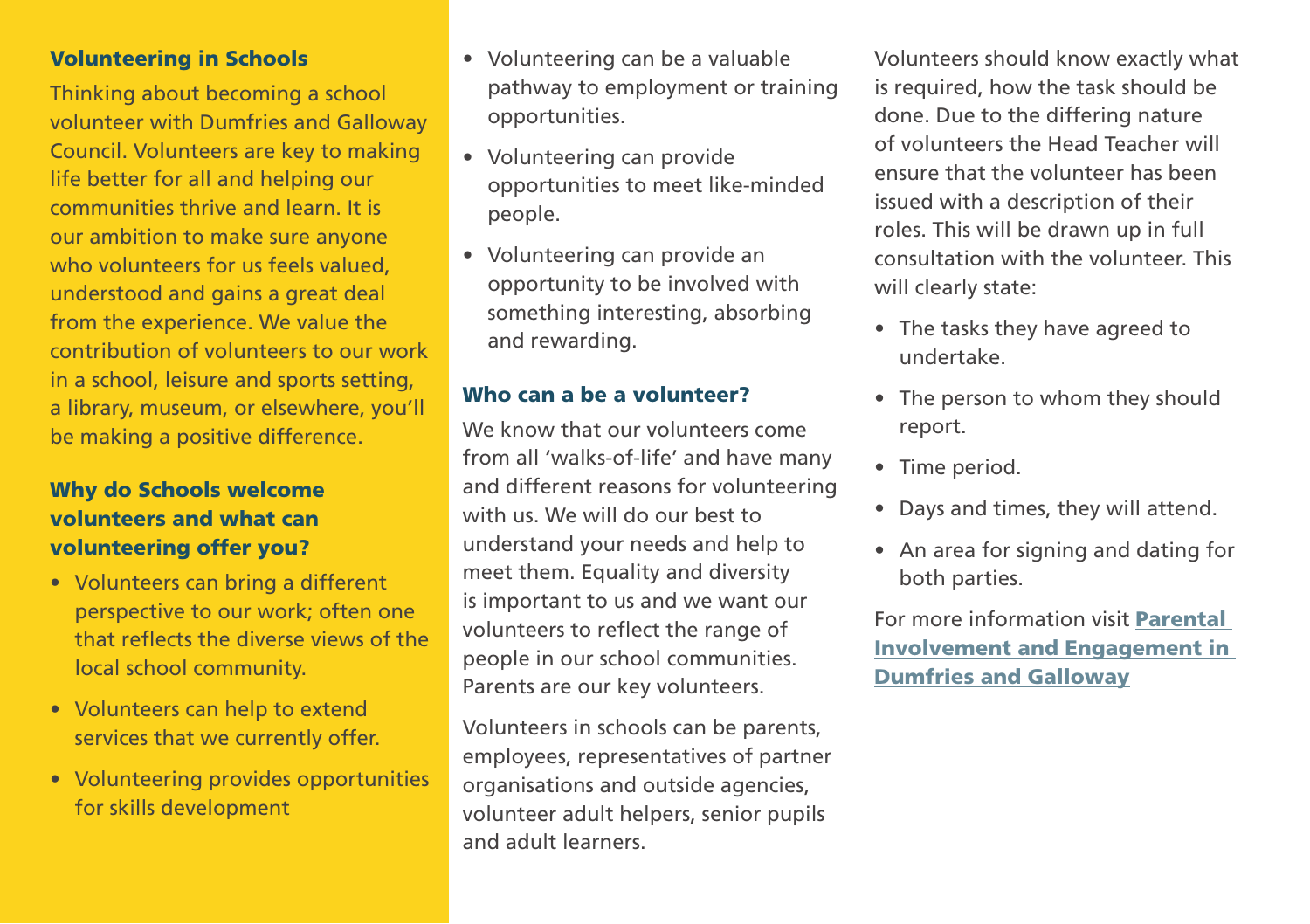## Volunteering in Schools

Thinking about becoming a school volunteer with Dumfries and Galloway Council. Volunteers are key to making life better for all and helping our communities thrive and learn. It is our ambition to make sure anyone who volunteers for us feels valued, understood and gains a great deal from the experience. We value the contribution of volunteers to our work in a school, leisure and sports setting, a library, museum, or elsewhere, you'll be making a positive difference.

## Why do Schools welcome volunteers and what can volunteering offer you?

- Volunteers can bring a different perspective to our work; often one that reflects the diverse views of the local school community.
- Volunteers can help to extend services that we currently offer.
- Volunteering provides opportunities for skills development
- Volunteering can be a valuable pathway to employment or training opportunities.
- Volunteering can provide opportunities to meet like-minded people.
- Volunteering can provide an opportunity to be involved with something interesting, absorbing and rewarding.

## Who can a be a volunteer?

We know that our volunteers come from all 'walks-of-life' and have many and different reasons for volunteering with us. We will do our best to understand your needs and help to meet them. Equality and diversity is important to us and we want our volunteers to reflect the range of people in our school communities. Parents are our key volunteers.

Volunteers in schools can be parents, employees, representatives of partner organisations and outside agencies, volunteer adult helpers, senior pupils and adult learners.

Volunteers should know exactly what is required, how the task should be done. Due to the differing nature of volunteers the Head Teacher will ensure that the volunteer has been issued with a description of their roles. This will be drawn up in full consultation with the volunteer. This will clearly state:

- The tasks they have agreed to undertake.
- The person to whom they should report.
- Time period.
- Days and times, they will attend.
- An area for signing and dating for both parties.

For more information visit **Parental Involvement and Engagement in Dumfries and Galloway**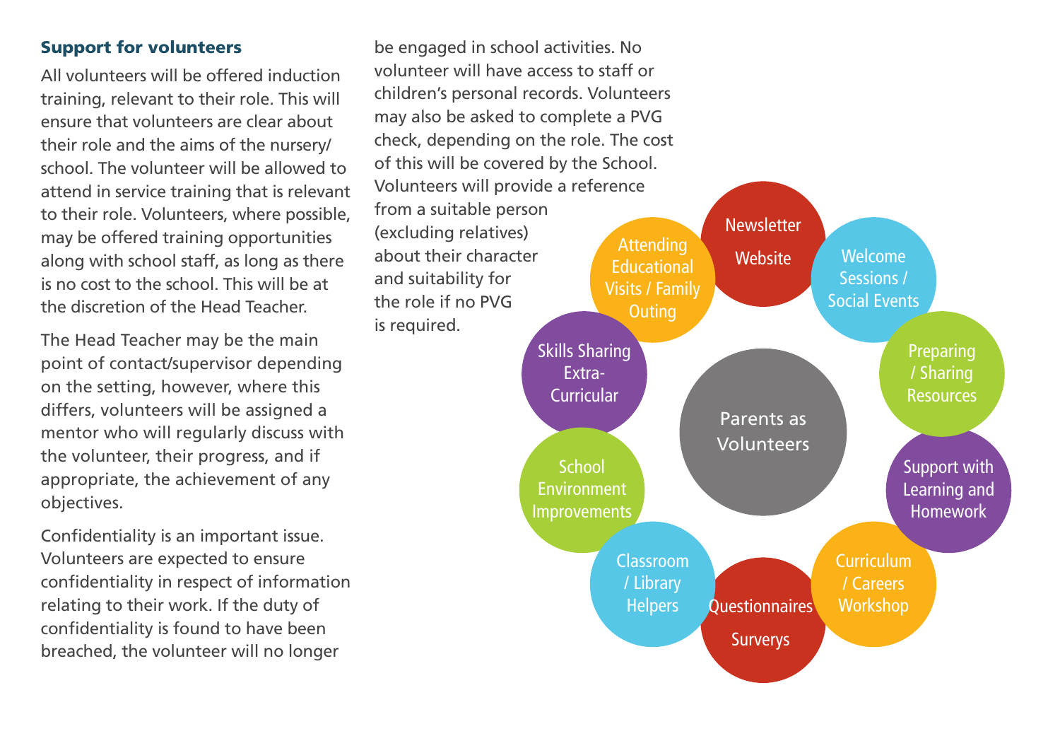### Support for volunteers

All volunteers will be offered induction training, relevant to their role. This will ensure that volunteers are clear about their role and the aims of the nursery/ school. The volunteer will be allowed to attend in service training that is relevant to their role. Volunteers, where possible, may be offered training opportunities along with school staff, as long as there is no cost to the school. This will be at the discretion of the Head Teacher.

The Head Teacher may be the main point of contact/supervisor depending on the setting, however, where this differs, volunteers will be assigned a mentor who will regularly discuss with the volunteer, their progress, and if appropriate, the achievement of any objectives.

Confidentiality is an important issue. Volunteers are expected to ensure confidentiality in respect of information relating to their work. If the duty of confidentiality is found to have been breached, the volunteer will no longer be engaged in school activities. No volunteer will have access to staff or children's personal records. Volunteers may also be asked to complete a PVG check, depending on the role. The cost of this will be covered by the School. Volunteers will provide a reference from a suitable person (excluding relatives) about their character and suitability for the role if no PVG is required.

**Parents as Volunteers**

- Newsletter Website
- Welcome Sessions / Social Events
- Preparing / Sharing Resources
- Support with Learning and Homework
- Curriculum / Careers Workshop
- Questionnaires Surverys
- Classroom / Library Helpers
- School Environment Improvements
- Skills Sharing Extra-Curricular
- Attending Educational Visits / Family Outing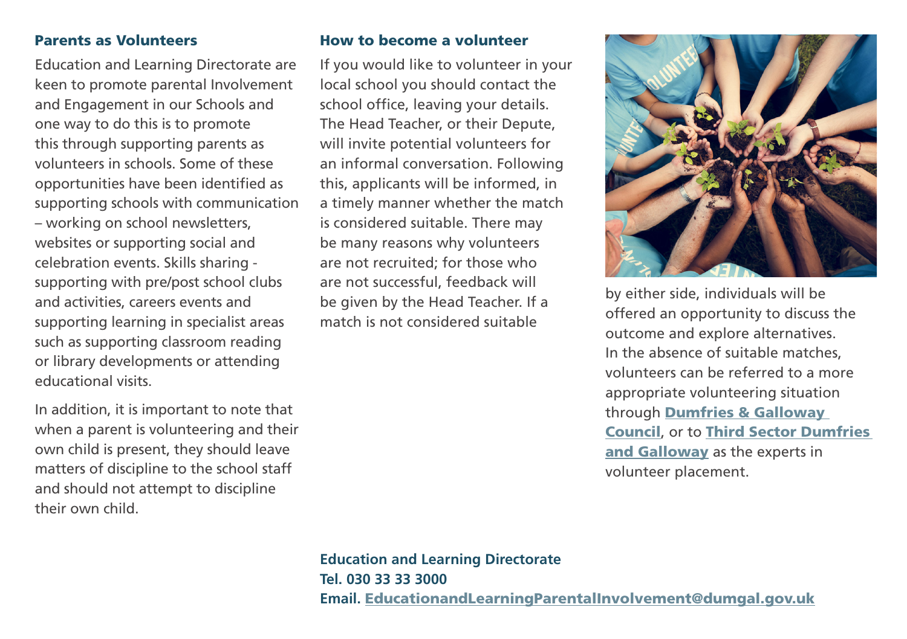## Parents as Volunteers

Education and Learning Directorate are keen to promote parental Involvement and Engagement in our Schools and one way to do this is to promote this through supporting parents as volunteers in schools. Some of these opportunities have been identified as supporting schools with communication – working on school newsletters, websites or supporting social and celebration events. Skills sharing - supporting with pre/post school clubs and activities, careers events and supporting learning in specialist areas such as supporting classroom reading or library developments or attending educational visits.

In addition, it is important to note that when a parent is volunteering and their own child is present, they should leave matters of discipline to the school staff and should not attempt to discipline their own child.

## How to become a volunteer

If you would like to volunteer in your local school you should contact the school office, leaving your details. The Head Teacher, or their Depute, will invite potential volunteers for an informal conversation. Following this, applicants will be informed, in a timely manner whether the match is considered suitable. There may be many reasons why volunteers are not recruited; for those who are not successful, feedback will be given by the Head Teacher. If a match is not considered suitable by either side, individuals will be offered an opportunity to discuss the outcome and explore alternatives. In the absence of suitable matches, volunteers can be referred to a more appropriate volunteering situation through **Dumfries & Galloway Council**, or to **Third Sector Dumfries and Galloway** as the experts in volunteer placement.

**Education and Learning Directorate**
**Tel. 030 33 33 3000**
**Email. EducationandLearningParentalInvolvement@dumgal.gov.uk**